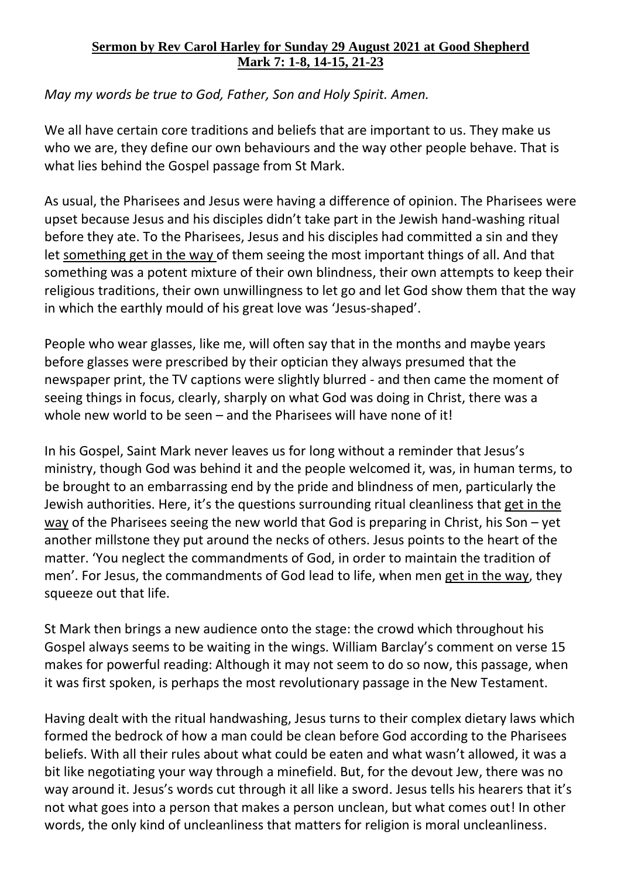**Sermon by Rev Carol Harley for Sunday 29 August 2021 at Good Shepherd**
**Mark 7: 1-8, 14-15, 21-23**

*May my words be true to God, Father, Son and Holy Spirit. Amen.*

We all have certain core traditions and beliefs that are important to us. They make us who we are, they define our own behaviours and the way other people behave. That is what lies behind the Gospel passage from St Mark.

As usual, the Pharisees and Jesus were having a difference of opinion. The Pharisees were upset because Jesus and his disciples didn't take part in the Jewish hand-washing ritual before they ate. To the Pharisees, Jesus and his disciples had committed a sin and they let <u>something get in the way</u> of them seeing the most important things of all. And that something was a potent mixture of their own blindness, their own attempts to keep their religious traditions, their own unwillingness to let go and let God show them that the way in which the earthly mould of his great love was 'Jesus-shaped'.

People who wear glasses, like me, will often say that in the months and maybe years before glasses were prescribed by their optician they always presumed that the newspaper print, the TV captions were slightly blurred - and then came the moment of seeing things in focus, clearly, sharply on what God was doing in Christ, there was a whole new world to be seen – and the Pharisees will have none of it!

In his Gospel, Saint Mark never leaves us for long without a reminder that Jesus's ministry, though God was behind it and the people welcomed it, was, in human terms, to be brought to an embarrassing end by the pride and blindness of men, particularly the Jewish authorities. Here, it's the questions surrounding ritual cleanliness that <u>get in the way</u> of the Pharisees seeing the new world that God is preparing in Christ, his Son – yet another millstone they put around the necks of others. Jesus points to the heart of the matter. 'You neglect the commandments of God, in order to maintain the tradition of men'. For Jesus, the commandments of God lead to life, when men <u>get in the way</u>, they squeeze out that life.

St Mark then brings a new audience onto the stage: the crowd which throughout his Gospel always seems to be waiting in the wings. William Barclay's comment on verse 15 makes for powerful reading: Although it may not seem to do so now, this passage, when it was first spoken, is perhaps the most revolutionary passage in the New Testament.

Having dealt with the ritual handwashing, Jesus turns to their complex dietary laws which formed the bedrock of how a man could be clean before God according to the Pharisees beliefs. With all their rules about what could be eaten and what wasn't allowed, it was a bit like negotiating your way through a minefield. But, for the devout Jew, there was no way around it. Jesus's words cut through it all like a sword. Jesus tells his hearers that it's not what goes into a person that makes a person unclean, but what comes out! In other words, the only kind of uncleanliness that matters for religion is moral uncleanliness.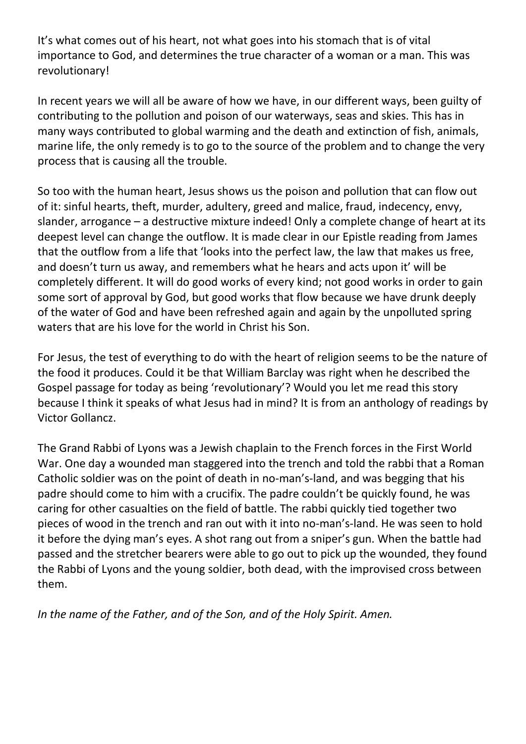It's what comes out of his heart, not what goes into his stomach that is of vital importance to God, and determines the true character of a woman or a man. This was revolutionary!

In recent years we will all be aware of how we have, in our different ways, been guilty of contributing to the pollution and poison of our waterways, seas and skies. This has in many ways contributed to global warming and the death and extinction of fish, animals, marine life, the only remedy is to go to the source of the problem and to change the very process that is causing all the trouble.

So too with the human heart, Jesus shows us the poison and pollution that can flow out of it: sinful hearts, theft, murder, adultery, greed and malice, fraud, indecency, envy, slander, arrogance – a destructive mixture indeed! Only a complete change of heart at its deepest level can change the outflow. It is made clear in our Epistle reading from James that the outflow from a life that 'looks into the perfect law, the law that makes us free, and doesn't turn us away, and remembers what he hears and acts upon it' will be completely different. It will do good works of every kind; not good works in order to gain some sort of approval by God, but good works that flow because we have drunk deeply of the water of God and have been refreshed again and again by the unpolluted spring waters that are his love for the world in Christ his Son.

For Jesus, the test of everything to do with the heart of religion seems to be the nature of the food it produces. Could it be that William Barclay was right when he described the Gospel passage for today as being 'revolutionary'? Would you let me read this story because I think it speaks of what Jesus had in mind? It is from an anthology of readings by Victor Gollancz.

The Grand Rabbi of Lyons was a Jewish chaplain to the French forces in the First World War. One day a wounded man staggered into the trench and told the rabbi that a Roman Catholic soldier was on the point of death in no-man's-land, and was begging that his padre should come to him with a crucifix. The padre couldn't be quickly found, he was caring for other casualties on the field of battle. The rabbi quickly tied together two pieces of wood in the trench and ran out with it into no-man's-land. He was seen to hold it before the dying man's eyes. A shot rang out from a sniper's gun. When the battle had passed and the stretcher bearers were able to go out to pick up the wounded, they found the Rabbi of Lyons and the young soldier, both dead, with the improvised cross between them.

*In the name of the Father, and of the Son, and of the Holy Spirit. Amen.*